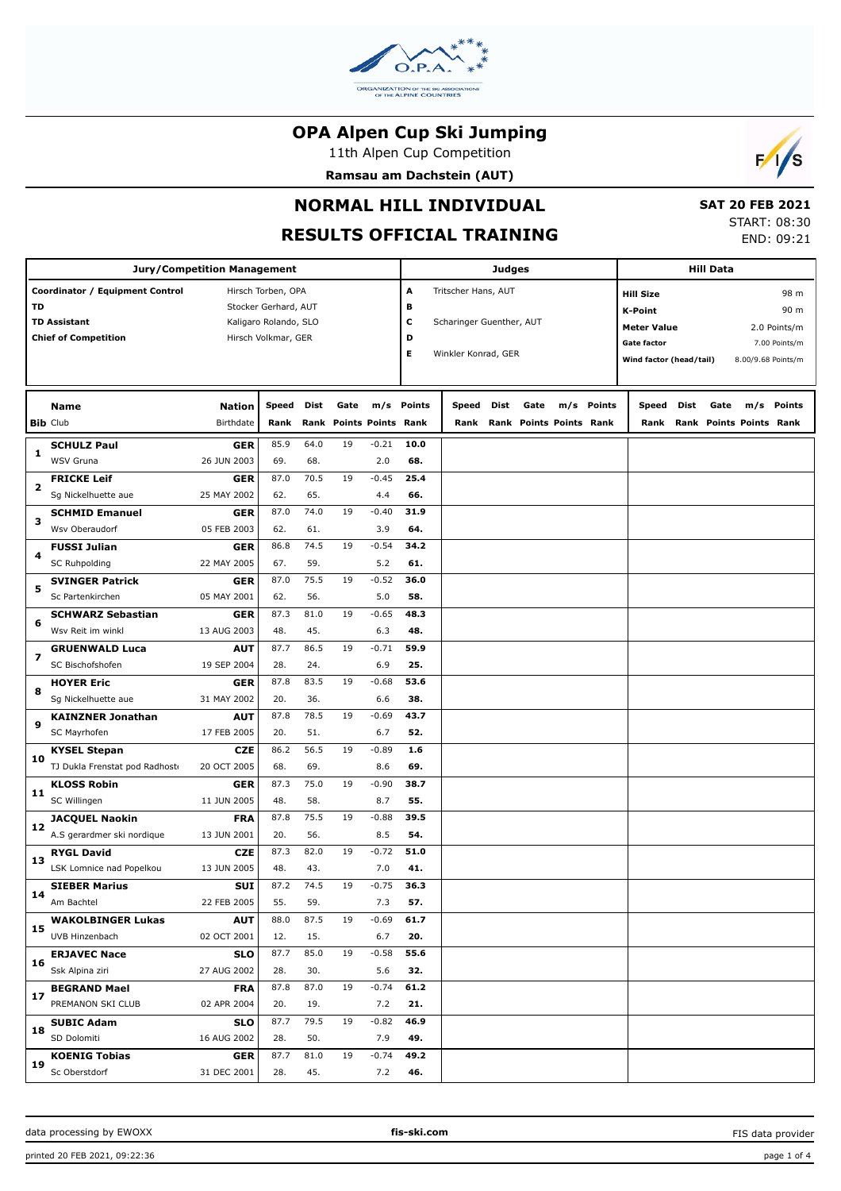# OPA Alpen Cup Ski Jumping

11th Alpen Cup Competition

**Ramsau am Dachstein (AUT)**

## NORMAL HILL INDIVIDUAL

## RESULTS OFFICIAL TRAINING

**SAT 20 FEB 2021**

START: 08:30

END: 09:21

| Jury/Competition Management | |
|---|---|
| Coordinator / Equipment Control | Hirsch Torben, OPA |
| TD | Stocker Gerhard, AUT |
| TD Assistant | Kaligaro Rolando, SLO |
| Chief of Competition | Hirsch Volkmar, GER |

| Judges | |
|---|---|
| A | Tritscher Hans, AUT |
| B | |
| C | Scharinger Guenther, AUT |
| D | |
| E | Winkler Konrad, GER |

| Hill Data | |
|---|---|
| Hill Size | 98 m |
| K-Point | 90 m |
| Meter Value | 2.0 Points/m |
| Gate factor | 7.00 Points/m |
| Wind factor (head/tail) | 8.00/9.68 Points/m |

| Bib | Name / Club | Nation / Birthdate | Speed / Rank | Dist / Rank | Gate / Points | m/s / Points | Points / Rank |
|---|---|---|---|---|---|---|---|
| 1 | **SCHULZ Paul** / WSV Gruna | **GER** / 26 JUN 2003 | 85.9 / 69. | 64.0 / 68. | 19 | -0.21 / 2.0 | **10.0** / **68.** |
| 2 | **FRICKE Leif** / Sg Nickelhuette aue | **GER** / 25 MAY 2002 | 87.0 / 62. | 70.5 / 65. | 19 | -0.45 / 4.4 | **25.4** / **66.** |
| 3 | **SCHMID Emanuel** / Wsv Oberaudorf | **GER** / 05 FEB 2003 | 87.0 / 62. | 74.0 / 61. | 19 | -0.40 / 3.9 | **31.9** / **64.** |
| 4 | **FUSSI Julian** / SC Ruhpolding | **GER** / 22 MAY 2005 | 86.8 / 67. | 74.5 / 59. | 19 | -0.54 / 5.2 | **34.2** / **61.** |
| 5 | **SVINGER Patrick** / Sc Partenkirchen | **GER** / 05 MAY 2001 | 87.0 / 62. | 75.5 / 56. | 19 | -0.52 / 5.0 | **36.0** / **58.** |
| 6 | **SCHWARZ Sebastian** / Wsv Reit im winkl | **GER** / 13 AUG 2003 | 87.3 / 48. | 81.0 / 45. | 19 | -0.65 / 6.3 | **48.3** / **48.** |
| 7 | **GRUENWALD Luca** / SC Bischofshofen | **AUT** / 19 SEP 2004 | 87.7 / 28. | 86.5 / 24. | 19 | -0.71 / 6.9 | **59.9** / **25.** |
| 8 | **HOYER Eric** / Sg Nickelhuette aue | **GER** / 31 MAY 2002 | 87.8 / 20. | 83.5 / 36. | 19 | -0.68 / 6.6 | **53.6** / **38.** |
| 9 | **KAINZNER Jonathan** / SC Mayrhofen | **AUT** / 17 FEB 2005 | 87.8 / 20. | 78.5 / 51. | 19 | -0.69 / 6.7 | **43.7** / **52.** |
| 10 | **KYSEL Stepan** / TJ Dukla Frenstat pod Radhost | **CZE** / 20 OCT 2005 | 86.2 / 68. | 56.5 / 69. | 19 | -0.89 / 8.6 | **1.6** / **69.** |
| 11 | **KLOSS Robin** / SC Willingen | **GER** / 11 JUN 2005 | 87.3 / 48. | 75.0 / 58. | 19 | -0.90 / 8.7 | **38.7** / **55.** |
| 12 | **JACQUEL Naokin** / A.S gerardmer ski nordique | **FRA** / 13 JUN 2001 | 87.8 / 20. | 75.5 / 56. | 19 | -0.88 / 8.5 | **39.5** / **54.** |
| 13 | **RYGL David** / LSK Lomnice nad Popelkou | **CZE** / 13 JUN 2005 | 87.3 / 48. | 82.0 / 43. | 19 | -0.72 / 7.0 | **51.0** / **41.** |
| 14 | **SIEBER Marius** / Am Bachtel | **SUI** / 22 FEB 2005 | 87.2 / 55. | 74.5 / 59. | 19 | -0.75 / 7.3 | **36.3** / **57.** |
| 15 | **WAKOLBINGER Lukas** / UVB Hinzenbach | **AUT** / 02 OCT 2001 | 88.0 / 12. | 87.5 / 15. | 19 | -0.69 / 6.7 | **61.7** / **20.** |
| 16 | **ERJAVEC Nace** / Ssk Alpina ziri | **SLO** / 27 AUG 2002 | 87.7 / 28. | 85.0 / 30. | 19 | -0.58 / 5.6 | **55.6** / **32.** |
| 17 | **BEGRAND Mael** / PREMANON SKI CLUB | **FRA** / 02 APR 2004 | 87.8 / 20. | 87.0 / 19. | 19 | -0.74 / 7.2 | **61.2** / **21.** |
| 18 | **SUBIC Adam** / SD Dolomiti | **SLO** / 16 AUG 2002 | 87.7 / 28. | 79.5 / 50. | 19 | -0.82 / 7.9 | **46.9** / **49.** |
| 19 | **KOENIG Tobias** / Sc Oberstdorf | **GER** / 31 DEC 2001 | 87.7 / 28. | 81.0 / 45. | 19 | -0.74 / 7.2 | **49.2** / **46.** |

data processing by EWOXX | fis-ski.com | FIS data provider

printed 20 FEB 2021, 09:22:36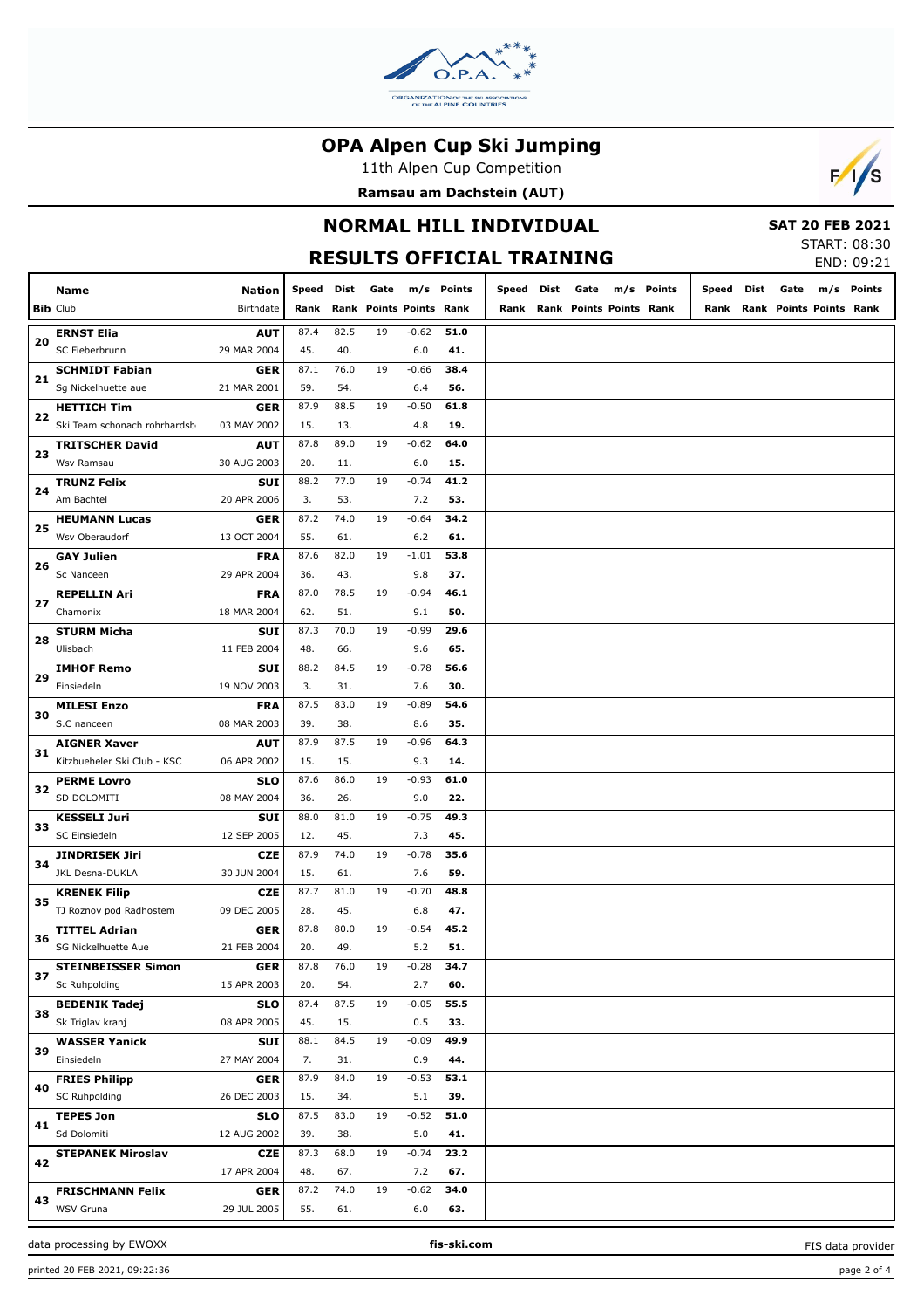# OPA Alpen Cup Ski Jumping

11th Alpen Cup Competition

**Ramsau am Dachstein (AUT)**

## NORMAL HILL INDIVIDUAL

**SAT 20 FEB 2021**

START: 08:30
END: 09:21

## RESULTS OFFICIAL TRAINING

| Bib | Name / Club | Nation / Birthdate | Speed / Rank | Dist / Rank | Gate / Points | m/s / Points | Points / Rank | Speed / Rank | Dist / Rank | Gate / Points | m/s / Points | Points / Rank | Speed / Rank | Dist / Rank | Gate / Points | m/s / Points | Points / Rank |
|---|---|---|---|---|---|---|---|---|---|---|---|---|---|---|---|---|---|
| 20 | **ERNST Elia** | **AUT** | 87.4 | 82.5 | 19 | -0.62 | **51.0** | | | | | | | | | | |
| | SC Fieberbrunn | 29 MAR 2004 | 45. | 40. | | 6.0 | **41.** | | | | | | | | | | |
| 21 | **SCHMIDT Fabian** | **GER** | 87.1 | 76.0 | 19 | -0.66 | **38.4** | | | | | | | | | | |
| | Sg Nickelhuette aue | 21 MAR 2001 | 59. | 54. | | 6.4 | **56.** | | | | | | | | | | |
| 22 | **HETTICH Tim** | **GER** | 87.9 | 88.5 | 19 | -0.50 | **61.8** | | | | | | | | | | |
| | Ski Team schonach rohrhardsb | 03 MAY 2002 | 15. | 13. | | 4.8 | **19.** | | | | | | | | | | |
| 23 | **TRITSCHER David** | **AUT** | 87.8 | 89.0 | 19 | -0.62 | **64.0** | | | | | | | | | | |
| | Wsv Ramsau | 30 AUG 2003 | 20. | 11. | | 6.0 | **15.** | | | | | | | | | | |
| 24 | **TRUNZ Felix** | **SUI** | 88.2 | 77.0 | 19 | -0.74 | **41.2** | | | | | | | | | | |
| | Am Bachtel | 20 APR 2006 | 3. | 53. | | 7.2 | **53.** | | | | | | | | | | |
| 25 | **HEUMANN Lucas** | **GER** | 87.2 | 74.0 | 19 | -0.64 | **34.2** | | | | | | | | | | |
| | Wsv Oberaudorf | 13 OCT 2004 | 55. | 61. | | 6.2 | **61.** | | | | | | | | | | |
| 26 | **GAY Julien** | **FRA** | 87.6 | 82.0 | 19 | -1.01 | **53.8** | | | | | | | | | | |
| | Sc Nanceen | 29 APR 2004 | 36. | 43. | | 9.8 | **37.** | | | | | | | | | | |
| 27 | **REPELLIN Ari** | **FRA** | 87.0 | 78.5 | 19 | -0.94 | **46.1** | | | | | | | | | | |
| | Chamonix | 18 MAR 2004 | 62. | 51. | | 9.1 | **50.** | | | | | | | | | | |
| 28 | **STURM Micha** | **SUI** | 87.3 | 70.0 | 19 | -0.99 | **29.6** | | | | | | | | | | |
| | Ulisbach | 11 FEB 2004 | 48. | 66. | | 9.6 | **65.** | | | | | | | | | | |
| 29 | **IMHOF Remo** | **SUI** | 88.2 | 84.5 | 19 | -0.78 | **56.6** | | | | | | | | | | |
| | Einsiedeln | 19 NOV 2003 | 3. | 31. | | 7.6 | **30.** | | | | | | | | | | |
| 30 | **MILESI Enzo** | **FRA** | 87.5 | 83.0 | 19 | -0.89 | **54.6** | | | | | | | | | | |
| | S.C nanceen | 08 MAR 2003 | 39. | 38. | | 8.6 | **35.** | | | | | | | | | | |
| 31 | **AIGNER Xaver** | **AUT** | 87.9 | 87.5 | 19 | -0.96 | **64.3** | | | | | | | | | | |
| | Kitzbueheler Ski Club - KSC | 06 APR 2002 | 15. | 15. | | 9.3 | **14.** | | | | | | | | | | |
| 32 | **PERME Lovro** | **SLO** | 87.6 | 86.0 | 19 | -0.93 | **61.0** | | | | | | | | | | |
| | SD DOLOMITI | 08 MAY 2004 | 36. | 26. | | 9.0 | **22.** | | | | | | | | | | |
| 33 | **KESSELI Juri** | **SUI** | 88.0 | 81.0 | 19 | -0.75 | **49.3** | | | | | | | | | | |
| | SC Einsiedeln | 12 SEP 2005 | 12. | 45. | | 7.3 | **45.** | | | | | | | | | | |
| 34 | **JINDRISEK Jiri** | **CZE** | 87.9 | 74.0 | 19 | -0.78 | **35.6** | | | | | | | | | | |
| | JKL Desna-DUKLA | 30 JUN 2004 | 15. | 61. | | 7.6 | **59.** | | | | | | | | | | |
| 35 | **KRENEK Filip** | **CZE** | 87.7 | 81.0 | 19 | -0.70 | **48.8** | | | | | | | | | | |
| | TJ Roznov pod Radhostem | 09 DEC 2005 | 28. | 45. | | 6.8 | **47.** | | | | | | | | | | |
| 36 | **TITTEL Adrian** | **GER** | 87.8 | 80.0 | 19 | -0.54 | **45.2** | | | | | | | | | | |
| | SG Nickelhuette Aue | 21 FEB 2004 | 20. | 49. | | 5.2 | **51.** | | | | | | | | | | |
| 37 | **STEINBEISSER Simon** | **GER** | 87.8 | 76.0 | 19 | -0.28 | **34.7** | | | | | | | | | | |
| | Sc Ruhpolding | 15 APR 2003 | 20. | 54. | | 2.7 | **60.** | | | | | | | | | | |
| 38 | **BEDENIK Tadej** | **SLO** | 87.4 | 87.5 | 19 | -0.05 | **55.5** | | | | | | | | | | |
| | Sk Triglav kranj | 08 APR 2005 | 45. | 15. | | 0.5 | **33.** | | | | | | | | | | |
| 39 | **WASSER Yanick** | **SUI** | 88.1 | 84.5 | 19 | -0.09 | **49.9** | | | | | | | | | | |
| | Einsiedeln | 27 MAY 2004 | 7. | 31. | | 0.9 | **44.** | | | | | | | | | | |
| 40 | **FRIES Philipp** | **GER** | 87.9 | 84.0 | 19 | -0.53 | **53.1** | | | | | | | | | | |
| | SC Ruhpolding | 26 DEC 2003 | 15. | 34. | | 5.1 | **39.** | | | | | | | | | | |
| 41 | **TEPES Jon** | **SLO** | 87.5 | 83.0 | 19 | -0.52 | **51.0** | | | | | | | | | | |
| | Sd Dolomiti | 12 AUG 2002 | 39. | 38. | | 5.0 | **41.** | | | | | | | | | | |
| 42 | **STEPANEK Miroslav** | **CZE** | 87.3 | 68.0 | 19 | -0.74 | **23.2** | | | | | | | | | | |
| | | 17 APR 2004 | 48. | 67. | | 7.2 | **67.** | | | | | | | | | | |
| 43 | **FRISCHMANN Felix** | **GER** | 87.2 | 74.0 | 19 | -0.62 | **34.0** | | | | | | | | | | |
| | WSV Gruna | 29 JUL 2005 | 55. | 61. | | 6.0 | **63.** | | | | | | | | | | |

data processing by EWOXX — **fis-ski.com** — FIS data provider

printed 20 FEB 2021, 09:22:36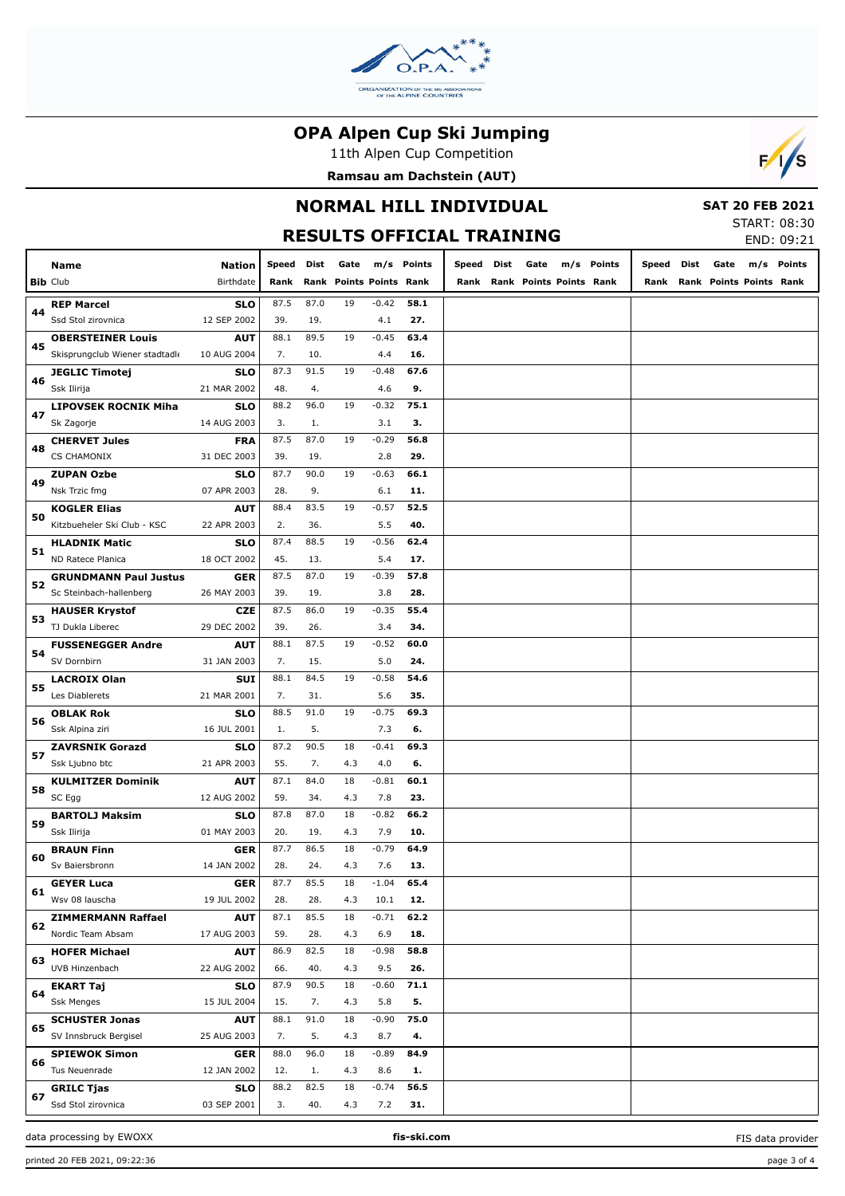# OPA Alpen Cup Ski Jumping

11th Alpen Cup Competition

**Ramsau am Dachstein (AUT)**

## NORMAL HILL INDIVIDUAL

**SAT 20 FEB 2021**

START: 08:30
END: 09:21

## RESULTS OFFICIAL TRAINING

| Bib | Name / Club | Nation / Birthdate | Speed / Rank | Dist / Rank | Gate / Points | m/s / Points | Points / Rank | Speed / Rank | Dist / Rank | Gate / Points | m/s / Points | Points / Rank | Speed / Rank | Dist / Rank | Gate / Points | m/s / Points | Points / Rank |
|---|---|---|---|---|---|---|---|---|---|---|---|---|---|---|---|---|---|
| 44 | **REP Marcel** | **SLO** | 87.5 | 87.0 | 19 | -0.42 | **58.1** | | | | | | | | | | |
| | Ssd Stol zirovnica | 12 SEP 2002 | 39. | 19. | | 4.1 | **27.** | | | | | | | | | | |
| 45 | **OBERSTEINER Louis** | **AUT** | 88.1 | 89.5 | 19 | -0.45 | **63.4** | | | | | | | | | | |
| | Skisprungclub Wiener stadtadle | 10 AUG 2004 | 7. | 10. | | 4.4 | **16.** | | | | | | | | | | |
| 46 | **JEGLIC Timotej** | **SLO** | 87.3 | 91.5 | 19 | -0.48 | **67.6** | | | | | | | | | | |
| | Ssk Ilirija | 21 MAR 2002 | 48. | 4. | | 4.6 | **9.** | | | | | | | | | | |
| 47 | **LIPOVSEK ROCNIK Miha** | **SLO** | 88.2 | 96.0 | 19 | -0.32 | **75.1** | | | | | | | | | | |
| | Sk Zagorje | 14 AUG 2003 | 3. | 1. | | 3.1 | **3.** | | | | | | | | | | |
| 48 | **CHERVET Jules** | **FRA** | 87.5 | 87.0 | 19 | -0.29 | **56.8** | | | | | | | | | | |
| | CS CHAMONIX | 31 DEC 2003 | 39. | 19. | | 2.8 | **29.** | | | | | | | | | | |
| 49 | **ZUPAN Ozbe** | **SLO** | 87.7 | 90.0 | 19 | -0.63 | **66.1** | | | | | | | | | | |
| | Nsk Trzic fmg | 07 APR 2003 | 28. | 9. | | 6.1 | **11.** | | | | | | | | | | |
| 50 | **KOGLER Elias** | **AUT** | 88.4 | 83.5 | 19 | -0.57 | **52.5** | | | | | | | | | | |
| | Kitzbueheler Ski Club - KSC | 22 APR 2003 | 2. | 36. | | 5.5 | **40.** | | | | | | | | | | |
| 51 | **HLADNIK Matic** | **SLO** | 87.4 | 88.5 | 19 | -0.56 | **62.4** | | | | | | | | | | |
| | ND Ratece Planica | 18 OCT 2002 | 45. | 13. | | 5.4 | **17.** | | | | | | | | | | |
| 52 | **GRUNDMANN Paul Justus** | **GER** | 87.5 | 87.0 | 19 | -0.39 | **57.8** | | | | | | | | | | |
| | Sc Steinbach-hallenberg | 26 MAY 2003 | 39. | 19. | | 3.8 | **28.** | | | | | | | | | | |
| 53 | **HAUSER Krystof** | **CZE** | 87.5 | 86.0 | 19 | -0.35 | **55.4** | | | | | | | | | | |
| | TJ Dukla Liberec | 29 DEC 2002 | 39. | 26. | | 3.4 | **34.** | | | | | | | | | | |
| 54 | **FUSSENEGGER Andre** | **AUT** | 88.1 | 87.5 | 19 | -0.52 | **60.0** | | | | | | | | | | |
| | SV Dornbirn | 31 JAN 2003 | 7. | 15. | | 5.0 | **24.** | | | | | | | | | | |
| 55 | **LACROIX Olan** | **SUI** | 88.1 | 84.5 | 19 | -0.58 | **54.6** | | | | | | | | | | |
| | Les Diablerets | 21 MAR 2001 | 7. | 31. | | 5.6 | **35.** | | | | | | | | | | |
| 56 | **OBLAK Rok** | **SLO** | 88.5 | 91.0 | 19 | -0.75 | **69.3** | | | | | | | | | | |
| | Ssk Alpina ziri | 16 JUL 2001 | 1. | 5. | | 7.3 | **6.** | | | | | | | | | | |
| 57 | **ZAVRSNIK Gorazd** | **SLO** | 87.2 | 90.5 | 18 | -0.41 | **69.3** | | | | | | | | | | |
| | Ssk Ljubno btc | 21 APR 2003 | 55. | 7. | 4.3 | 4.0 | **6.** | | | | | | | | | | |
| 58 | **KULMITZER Dominik** | **AUT** | 87.1 | 84.0 | 18 | -0.81 | **60.1** | | | | | | | | | | |
| | SC Egg | 12 AUG 2002 | 59. | 34. | 4.3 | 7.8 | **23.** | | | | | | | | | | |
| 59 | **BARTOLJ Maksim** | **SLO** | 87.8 | 87.0 | 18 | -0.82 | **66.2** | | | | | | | | | | |
| | Ssk Ilirija | 01 MAY 2003 | 20. | 19. | 4.3 | 7.9 | **10.** | | | | | | | | | | |
| 60 | **BRAUN Finn** | **GER** | 87.7 | 86.5 | 18 | -0.79 | **64.9** | | | | | | | | | | |
| | Sv Baiersbronn | 14 JAN 2002 | 28. | 24. | 4.3 | 7.6 | **13.** | | | | | | | | | | |
| 61 | **GEYER Luca** | **GER** | 87.7 | 85.5 | 18 | -1.04 | **65.4** | | | | | | | | | | |
| | Wsv 08 lauscha | 19 JUL 2002 | 28. | 28. | 4.3 | 10.1 | **12.** | | | | | | | | | | |
| 62 | **ZIMMERMANN Raffael** | **AUT** | 87.1 | 85.5 | 18 | -0.71 | **62.2** | | | | | | | | | | |
| | Nordic Team Absam | 17 AUG 2003 | 59. | 28. | 4.3 | 6.9 | **18.** | | | | | | | | | | |
| 63 | **HOFER Michael** | **AUT** | 86.9 | 82.5 | 18 | -0.98 | **58.8** | | | | | | | | | | |
| | UVB Hinzenbach | 22 AUG 2002 | 66. | 40. | 4.3 | 9.5 | **26.** | | | | | | | | | | |
| 64 | **EKART Taj** | **SLO** | 87.9 | 90.5 | 18 | -0.60 | **71.1** | | | | | | | | | | |
| | Ssk Menges | 15 JUL 2004 | 15. | 7. | 4.3 | 5.8 | **5.** | | | | | | | | | | |
| 65 | **SCHUSTER Jonas** | **AUT** | 88.1 | 91.0 | 18 | -0.90 | **75.0** | | | | | | | | | | |
| | SV Innsbruck Bergisel | 25 AUG 2003 | 7. | 5. | 4.3 | 8.7 | **4.** | | | | | | | | | | |
| 66 | **SPIEWOK Simon** | **GER** | 88.0 | 96.0 | 18 | -0.89 | **84.9** | | | | | | | | | | |
| | Tus Neuenrade | 12 JAN 2002 | 12. | 1. | 4.3 | 8.6 | **1.** | | | | | | | | | | |
| 67 | **GRILC Tjas** | **SLO** | 88.2 | 82.5 | 18 | -0.74 | **56.5** | | | | | | | | | | |
| | Ssd Stol zirovnica | 03 SEP 2001 | 3. | 40. | 4.3 | 7.2 | **31.** | | | | | | | | | | |

data processing by EWOXX — **fis-ski.com** — FIS data provider

printed 20 FEB 2021, 09:22:36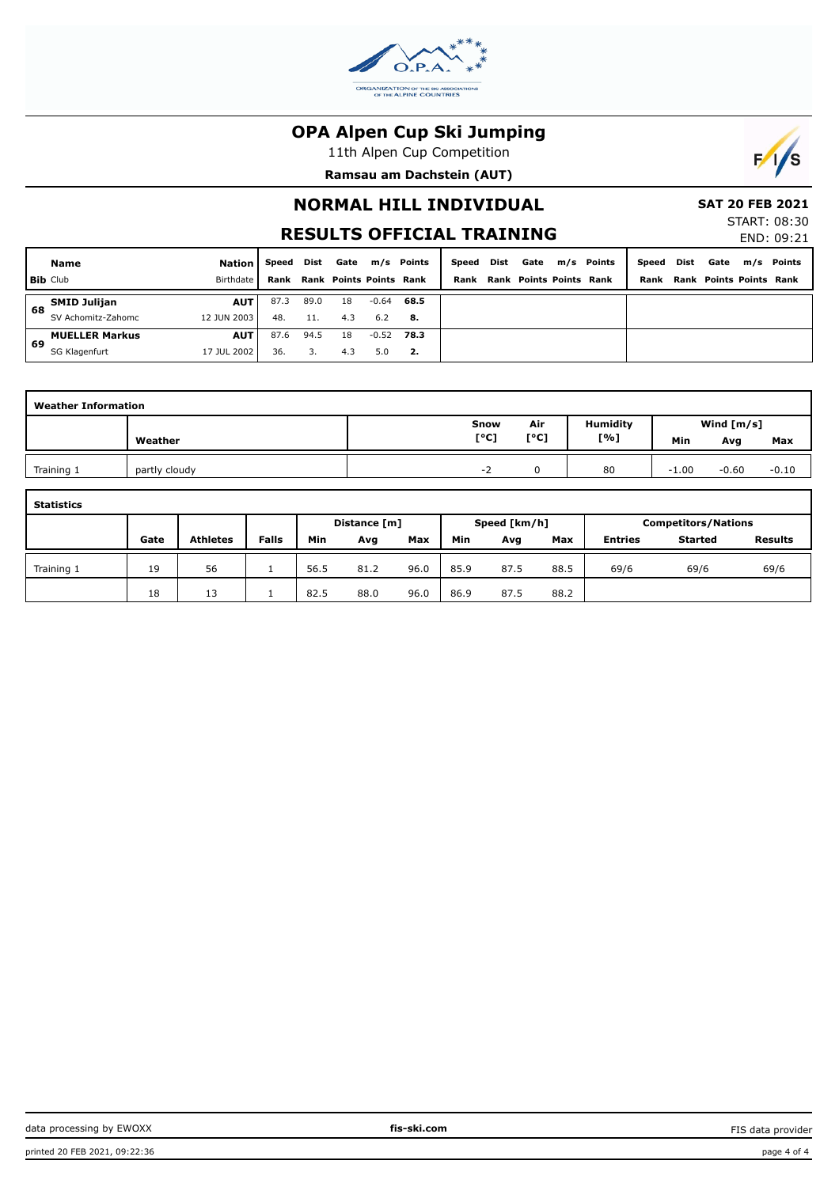# OPA Alpen Cup Ski Jumping

11th Alpen Cup Competition

**Ramsau am Dachstein (AUT)**

## NORMAL HILL INDIVIDUAL

**SAT 20 FEB 2021**

START: 08:30

END: 09:21

## RESULTS OFFICIAL TRAINING

| Bib | Name / Club | Nation / Birthdate | Speed / Rank | Dist / Rank | Gate / Points | m/s / Points | Points / Rank | Speed / Rank | Dist / Rank | Gate / Points | m/s / Points | Points / Rank | Speed / Rank | Dist / Rank | Gate / Points | m/s / Points | Points / Rank |
|---|---|---|---|---|---|---|---|---|---|---|---|---|---|---|---|---|---|
| 68 | **SMID Julijan** | **AUT** | 87.3 | 89.0 | 18 | -0.64 | **68.5** | | | | | | | | | | |
| | SV Achomitz-Zahomc | 12 JUN 2003 | 48. | 11. | 4.3 | 6.2 | **8.** | | | | | | | | | | |
| 69 | **MUELLER Markus** | **AUT** | 87.6 | 94.5 | 18 | -0.52 | **78.3** | | | | | | | | | | |
| | SG Klagenfurt | 17 JUL 2002 | 36. | 3. | 4.3 | 5.0 | **2.** | | | | | | | | | | |

### Weather Information

| | Weather | Snow [°C] | Air [°C] | Humidity [%] | Wind [m/s] Min | Avg | Max |
|---|---|---|---|---|---|---|---|
| Training 1 | partly cloudy | -2 | 0 | 80 | -1.00 | -0.60 | -0.10 |

### Statistics

| | Gate | Athletes | Falls | Distance [m] Min | Avg | Max | Speed [km/h] Min | Avg | Max | Competitors/Nations Entries | Started | Results |
|---|---|---|---|---|---|---|---|---|---|---|---|---|
| Training 1 | 19 | 56 | 1 | 56.5 | 81.2 | 96.0 | 85.9 | 87.5 | 88.5 | 69/6 | 69/6 | 69/6 |
| | 18 | 13 | 1 | 82.5 | 88.0 | 96.0 | 86.9 | 87.5 | 88.2 | | | |

data processing by EWOXX — fis-ski.com — FIS data provider

printed 20 FEB 2021, 09:22:36